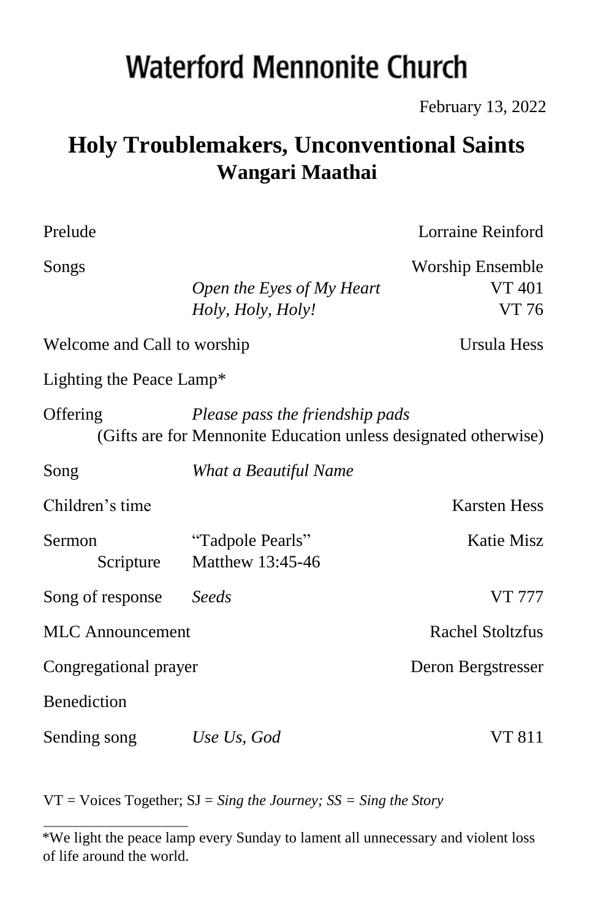# Waterford Mennonite Church

February 13, 2022

## Holy Troublemakers, Unconventional Saints
### Wangari Maathai

| | | |
|---|---|---|
| Prelude | | Lorraine Reinford |
| Songs | | Worship Ensemble |
| | *Open the Eyes of My Heart* | VT 401 |
| | *Holy, Holy, Holy!* | VT 76 |
| Welcome and Call to worship | | Ursula Hess |
| Lighting the Peace Lamp* | | |
| Offering | *Please pass the friendship pads* | |
| | (Gifts are for Mennonite Education unless designated otherwise) | |
| Song | *What a Beautiful Name* | |
| Children's time | | Karsten Hess |
| Sermon | "Tadpole Pearls" | Katie Misz |
| Scripture | Matthew 13:45-46 | |
| Song of response | *Seeds* | VT 777 |
| MLC Announcement | | Rachel Stoltzfus |
| Congregational prayer | | Deron Bergstresser |
| Benediction | | |
| Sending song | *Use Us, God* | VT 811 |

VT = Voices Together; SJ = *Sing the Journey; SS = Sing the Story*

---

*We light the peace lamp every Sunday to lament all unnecessary and violent loss of life around the world.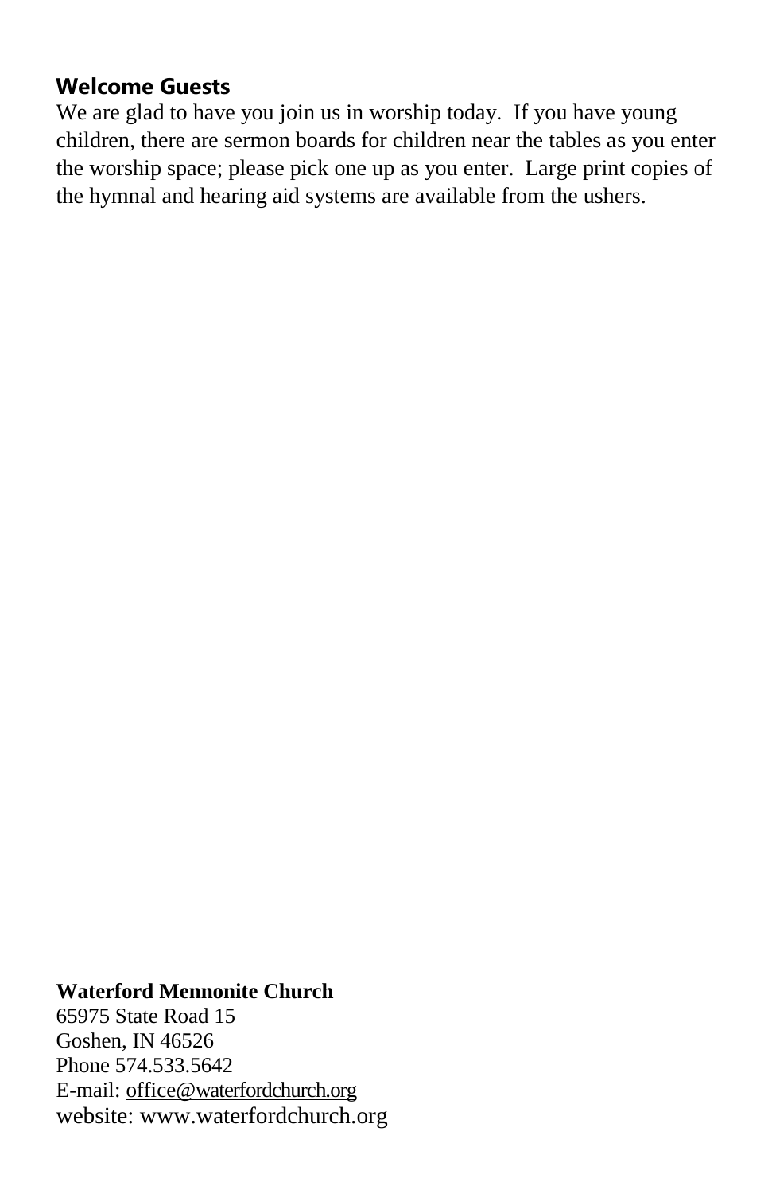## Welcome Guests

We are glad to have you join us in worship today. If you have young children, there are sermon boards for children near the tables as you enter the worship space; please pick one up as you enter. Large print copies of the hymnal and hearing aid systems are available from the ushers.

**Waterford Mennonite Church**
65975 State Road 15
Goshen, IN 46526
Phone 574.533.5642
E-mail: office@waterfordchurch.org
website: www.waterfordchurch.org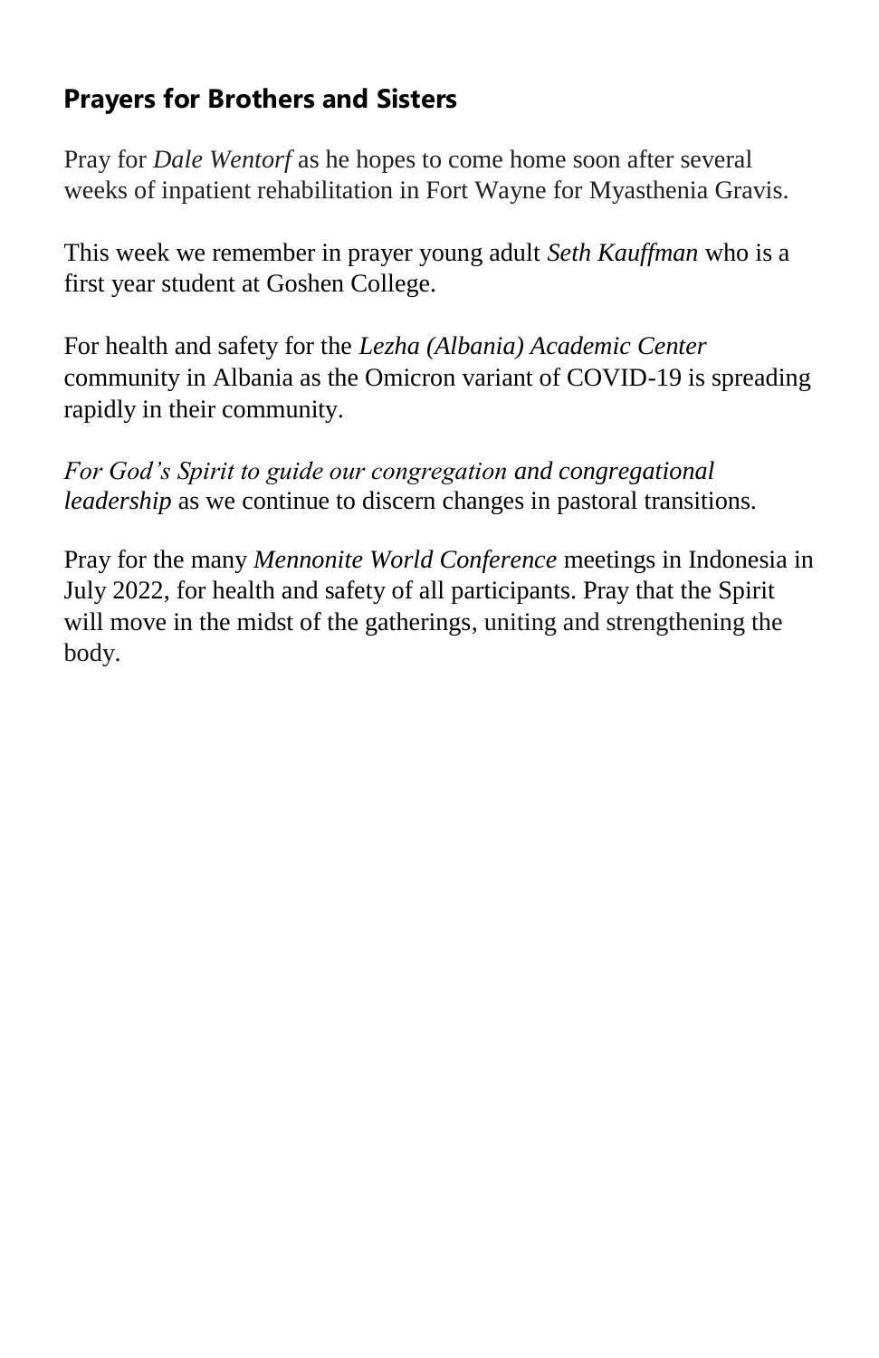## Prayers for Brothers and Sisters

Pray for *Dale Wentorf* as he hopes to come home soon after several weeks of inpatient rehabilitation in Fort Wayne for Myasthenia Gravis.

This week we remember in prayer young adult *Seth Kauffman* who is a first year student at Goshen College.

For health and safety for the *Lezha (Albania) Academic Center* community in Albania as the Omicron variant of COVID-19 is spreading rapidly in their community.

*For God's Spirit to guide our congregation and congregational leadership* as we continue to discern changes in pastoral transitions.

Pray for the many *Mennonite World Conference* meetings in Indonesia in July 2022, for health and safety of all participants. Pray that the Spirit will move in the midst of the gatherings, uniting and strengthening the body.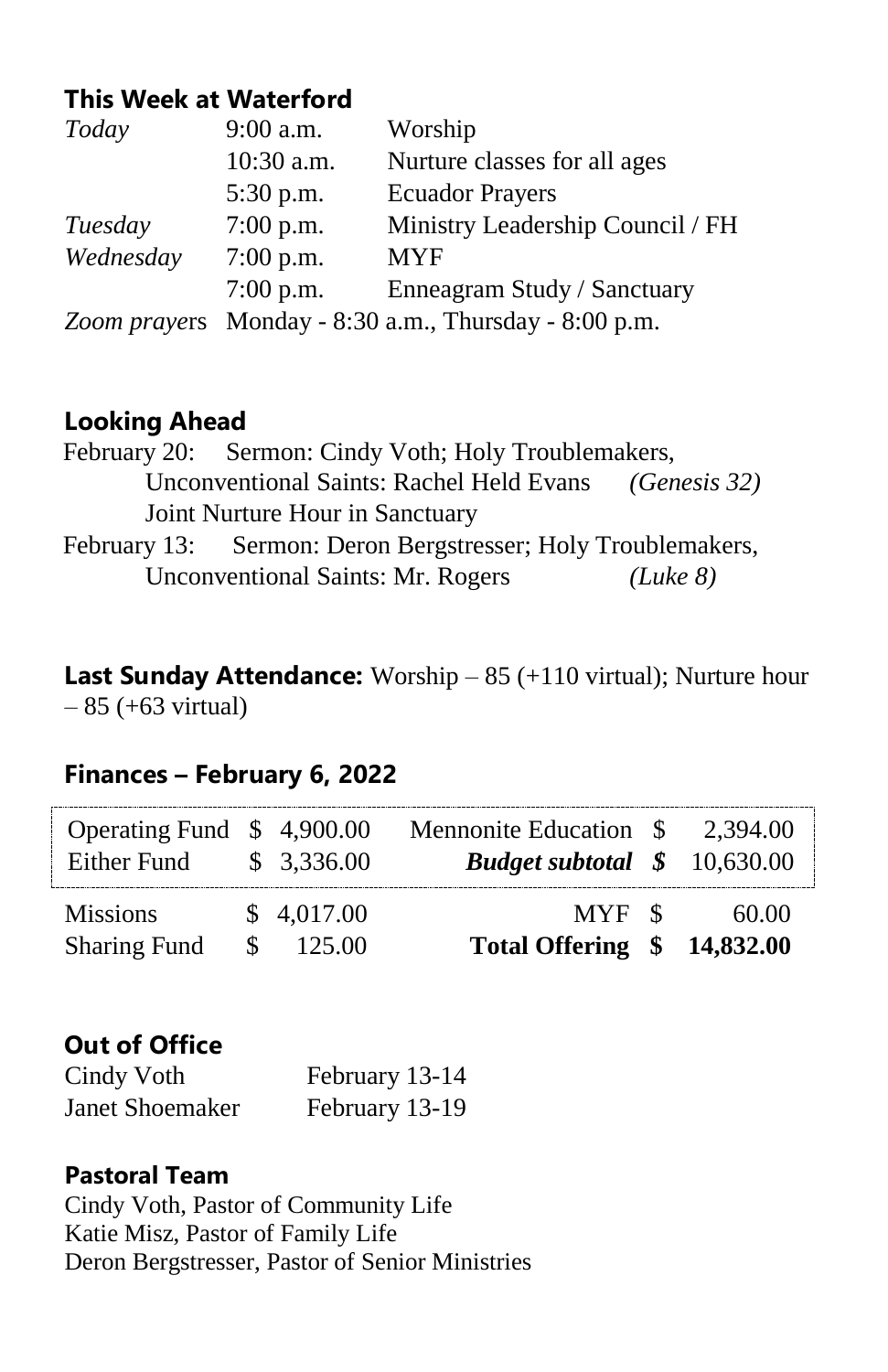## This Week at Waterford

| | | |
|---|---|---|
| *Today* | 9:00 a.m. | Worship |
| | 10:30 a.m. | Nurture classes for all ages |
| | 5:30 p.m. | Ecuador Prayers |
| *Tuesday* | 7:00 p.m. | Ministry Leadership Council / FH |
| *Wednesday* | 7:00 p.m. | MYF |
| | 7:00 p.m. | Enneagram Study / Sanctuary |

*Zoom prayer*s Monday - 8:30 a.m., Thursday - 8:00 p.m.

## Looking Ahead

February 20: Sermon: Cindy Voth; Holy Troublemakers, Unconventional Saints: Rachel Held Evans *(Genesis 32)*
Joint Nurture Hour in Sanctuary

February 13: Sermon: Deron Bergstresser; Holy Troublemakers, Unconventional Saints: Mr. Rogers *(Luke 8)*

**Last Sunday Attendance:** Worship – 85 (+110 virtual); Nurture hour – 85 (+63 virtual)

## Finances – February 6, 2022

| | | | |
|---|---|---|---|
| Operating Fund | $ 4,900.00 | Mennonite Education | $ 2,394.00 |
| Either Fund | $ 3,336.00 | ***Budget subtotal*** | ***$*** 10,630.00 |
| Missions | $ 4,017.00 | MYF | $ 60.00 |
| Sharing Fund | $ 125.00 | **Total Offering** | **$ 14,832.00** |

## Out of Office

| | |
|---|---|
| Cindy Voth | February 13-14 |
| Janet Shoemaker | February 13-19 |

## Pastoral Team

Cindy Voth, Pastor of Community Life
Katie Misz, Pastor of Family Life
Deron Bergstresser, Pastor of Senior Ministries